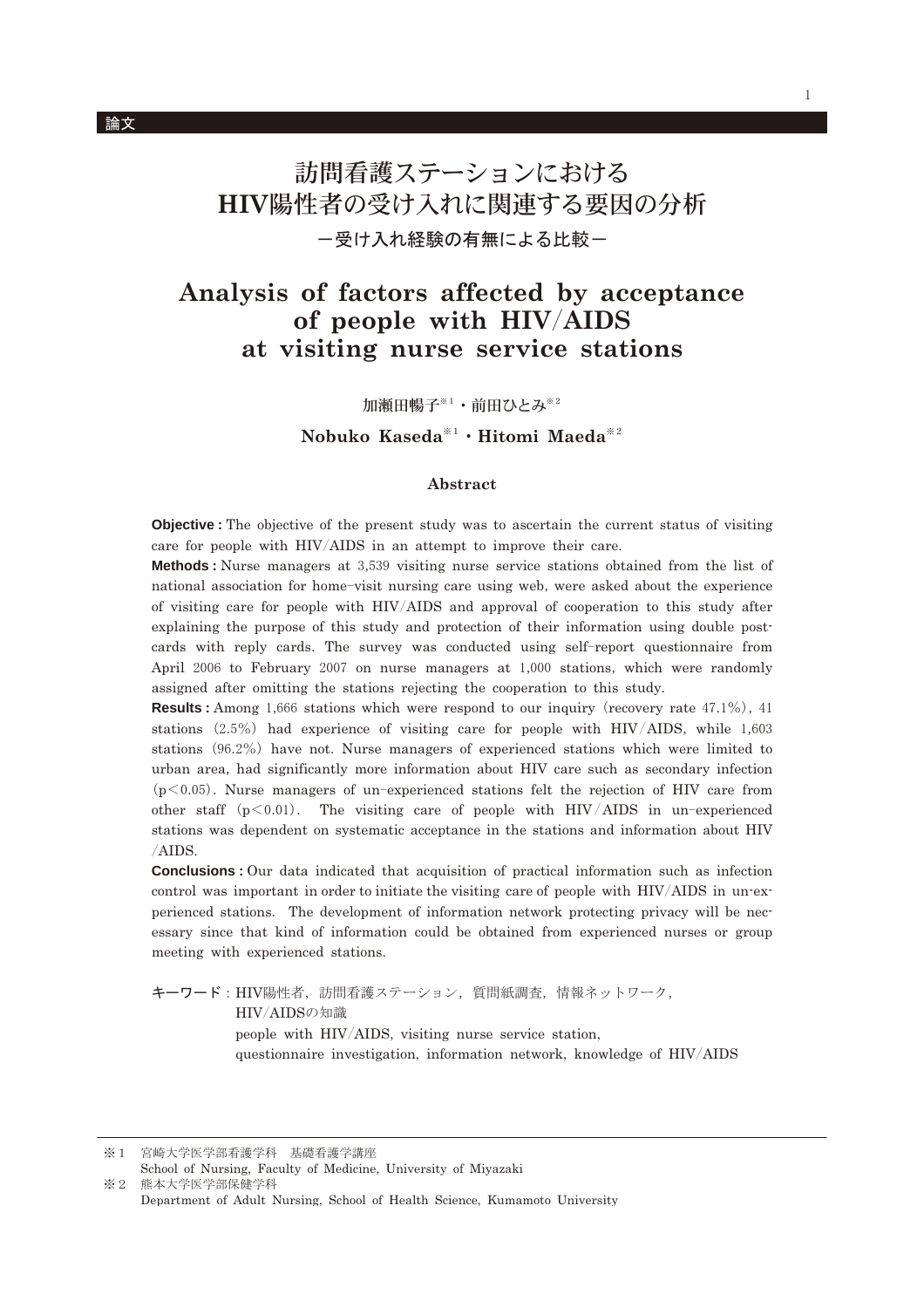論文

# 訪問看護ステーションにおける HIV陽性者の受け入れに関連する要因の分析

## ー受け入れ経験の有無による比較ー

# Analysis of factors affected by acceptance of people with HIV/AIDS at visiting nurse service stations

加瀬田暢子[※1]・前田ひとみ[※2]

**Nobuko Kaseda**[※1]・**Hitomi Maeda**[※2]

## Abstract

**Objective :** The objective of the present study was to ascertain the current status of visiting care for people with HIV/AIDS in an attempt to improve their care.

**Methods :** Nurse managers at 3,539 visiting nurse service stations obtained from the list of national association for home-visit nursing care using web, were asked about the experience of visiting care for people with HIV/AIDS and approval of cooperation to this study after explaining the purpose of this study and protection of their information using double post-cards with reply cards. The survey was conducted using self-report questionnaire from April 2006 to February 2007 on nurse managers at 1,000 stations, which were randomly assigned after omitting the stations rejecting the cooperation to this study.

**Results :** Among 1,666 stations which were respond to our inquiry (recovery rate 47.1%), 41 stations (2.5%) had experience of visiting care for people with HIV/AIDS, while 1,603 stations (96.2%) have not. Nurse managers of experienced stations which were limited to urban area, had significantly more information about HIV care such as secondary infection ($p<0.05$). Nurse managers of un-experienced stations felt the rejection of HIV care from other staff ($p<0.01$). The visiting care of people with HIV/AIDS in un-experienced stations was dependent on systematic acceptance in the stations and information about HIV/AIDS.

**Conclusions :** Our data indicated that acquisition of practical information such as infection control was important in order to initiate the visiting care of people with HIV/AIDS in un-experienced stations. The development of information network protecting privacy will be necessary since that kind of information could be obtained from experienced nurses or group meeting with experienced stations.

**キーワード**：HIV陽性者，訪問看護ステーション，質問紙調査，情報ネットワーク，HIV/AIDSの知識
people with HIV/AIDS, visiting nurse service station, questionnaire investigation, information network, knowledge of HIV/AIDS

---

※1　宮崎大学医学部看護学科　基礎看護学講座
School of Nursing, Faculty of Medicine, University of Miyazaki

※2　熊本大学医学部保健学科
Department of Adult Nursing, School of Health Science, Kumamoto University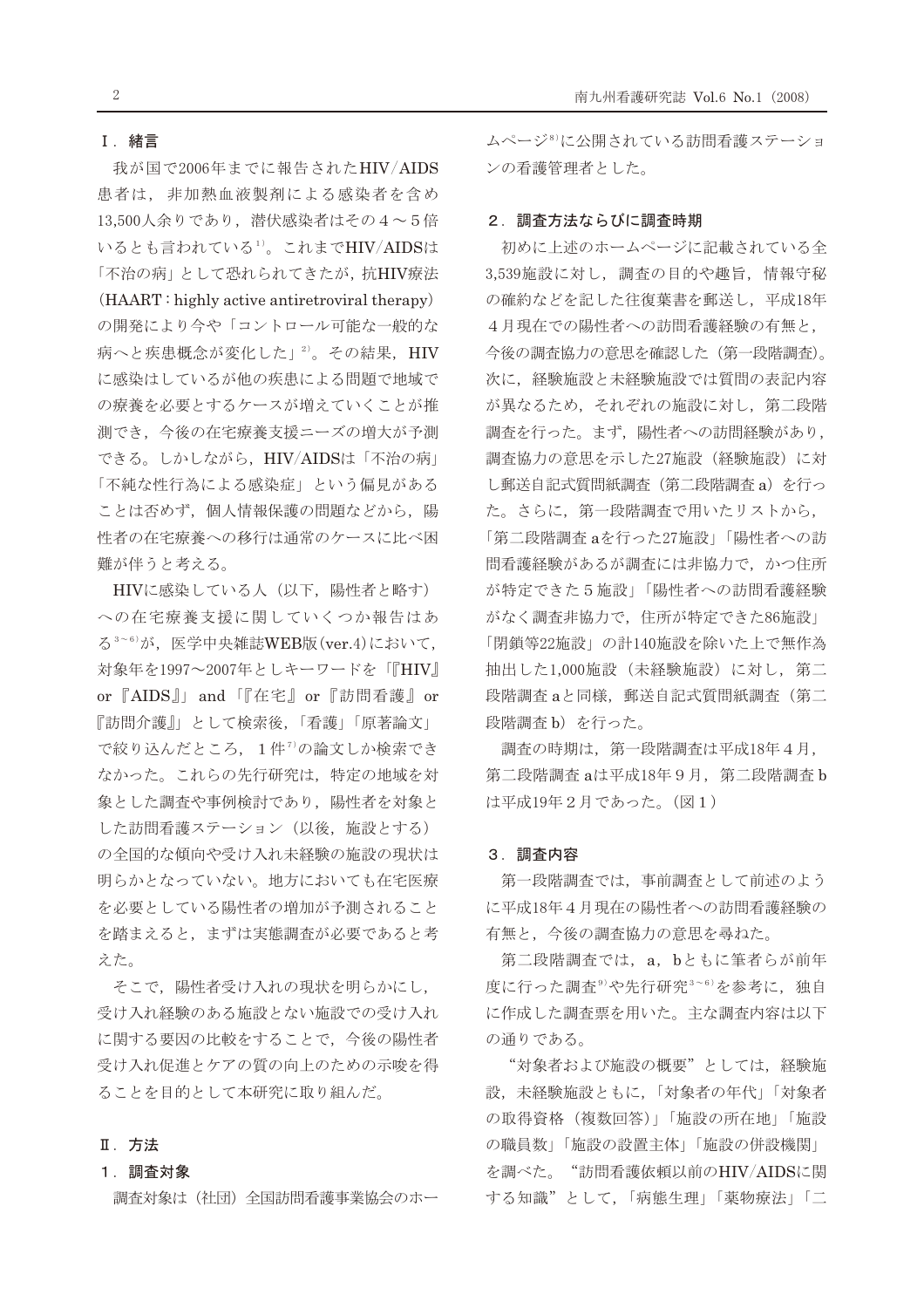## Ⅰ．緒言

我が国で2006年までに報告されたHIV/AIDS患者は，非加熱血液製剤による感染者を含め13,500人余りであり，潜伏感染者はその４～５倍いるとも言われている[1]。これまでHIV/AIDSは「不治の病」として恐れられてきたが，抗HIV療法（HAART：highly active antiretroviral therapy）の開発により今や「コントロール可能な一般的な病へと疾患概念が変化した」[2]。その結果，HIVに感染はしているが他の疾患による問題で地域での療養を必要とするケースが増えていくことが推測でき，今後の在宅療養支援ニーズの増大が予測できる。しかしながら，HIV/AIDSは「不治の病」「不純な性行為による感染症」という偏見があることは否めず，個人情報保護の問題などから，陽性者の在宅療養への移行は通常のケースに比べ困難が伴うと考える。

HIVに感染している人（以下，陽性者と略す）への在宅療養支援に関していくつか報告はある[3～6]が，医学中央雑誌WEB版(ver.4)において，対象年を1997～2007年としキーワードを「『HIV』or『AIDS』」and「『在宅』or『訪問看護』or『訪問介護』」として検索後，「看護」「原著論文」で絞り込んだところ，１件[7]の論文しか検索できなかった。これらの先行研究は，特定の地域を対象とした調査や事例検討であり，陽性者を対象とした訪問看護ステーション（以後，施設とする）の全国的な傾向や受け入れ未経験の施設の現状は明らかとなっていない。地方においても在宅医療を必要としている陽性者の増加が予測されることを踏まえると，まずは実態調査が必要であると考えた。

そこで，陽性者受け入れの現状を明らかにし，受け入れ経験のある施設とない施設での受け入れに関する要因の比較をすることで，今後の陽性者受け入れ促進とケアの質の向上のための示唆を得ることを目的として本研究に取り組んだ。

## Ⅱ．方法

### １．調査対象

調査対象は（社団）全国訪問看護事業協会のホームページ[8]に公開されている訪問看護ステーションの看護管理者とした。

### ２．調査方法ならびに調査時期

初めに上述のホームページに記載されている全3,539施設に対し，調査の目的や趣旨，情報守秘の確約などを記した往復葉書を郵送し，平成18年４月現在での陽性者への訪問看護経験の有無と，今後の調査協力の意思を確認した（第一段階調査）。次に，経験施設と未経験施設では質問の表記内容が異なるため，それぞれの施設に対し，第二段階調査を行った。まず，陽性者への訪問経験があり，調査協力の意思を示した27施設（経験施設）に対し郵送自記式質問紙調査（第二段階調査ａ）を行った。さらに，第一段階調査で用いたリストから，「第二段階調査ａを行った27施設」「陽性者への訪問看護経験があるが調査には非協力で，かつ住所が特定できた５施設」「陽性者への訪問看護経験がなく調査非協力で，住所が特定できた86施設」「閉鎖等22施設」の計140施設を除いた上で無作為抽出した1,000施設（未経験施設）に対し，第二段階調査ａと同様，郵送自記式質問紙調査（第二段階調査ｂ）を行った。

調査の時期は，第一段階調査は平成18年４月，第二段階調査ａは平成18年９月，第二段階調査ｂは平成19年２月であった。（図１）

### ３．調査内容

第一段階調査では，事前調査として前述のように平成18年４月現在の陽性者への訪問看護経験の有無と，今後の調査協力の意思を尋ねた。

第二段階調査では，ａ，ｂともに筆者らが前年度に行った調査[9]や先行研究[3～6]を参考に，独自に作成した調査票を用いた。主な調査内容は以下の通りである。

“対象者および施設の概要”としては，経験施設，未経験施設ともに，「対象者の年代」「対象者の取得資格（複数回答）」「施設の所在地」「施設の職員数」「施設の設置主体」「施設の併設機関」を調べた。“訪問看護依頼以前のHIV/AIDSに関する知識”として，「病態生理」「薬物療法」「二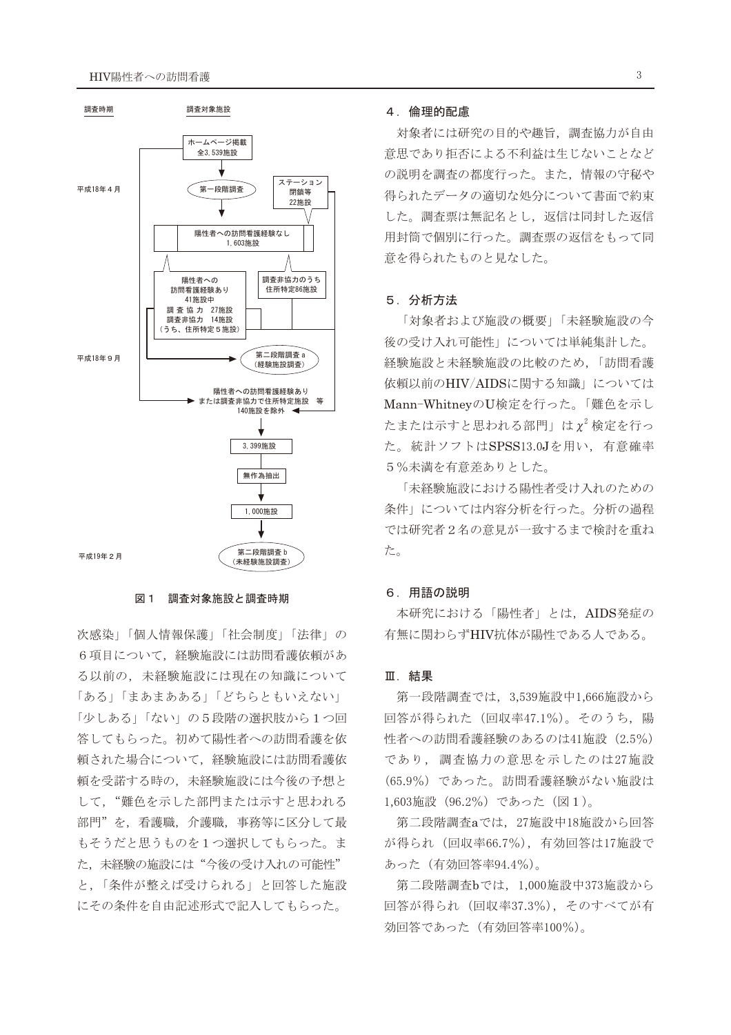調査時期 / 調査対象施設

- ホームページ掲載 全3,539施設
- 平成18年4月：第一段階調査
- ステーション閉鎖等 22施設
- 陽性者への訪問看護経験なし 1,603施設
- 陽性者への訪問看護経験あり 41施設中　調査協力 27施設　調査非協力 14施設（うち、住所特定5施設）
- 調査非協力のうち住所特定86施設
- 平成18年9月：第二段階調査 a（経験施設調査）
- 陽性者への訪問看護経験あり または調査非協力で住所特定施設　等 140施設を除外
- 3,399施設
- 無作為抽出
- 1,000施設
- 平成19年2月：第二段階調査 b（未経験施設調査）

図１　調査対象施設と調査時期

次感染」「個人情報保護」「社会制度」「法律」の6項目について，経験施設には訪問看護依頼がある以前の，未経験施設には現在の知識について「ある」「まあまあある」「どちらともいえない」「少しある」「ない」の5段階の選択肢から1つ回答してもらった。初めて陽性者への訪問看護を依頼された場合について，経験施設には訪問看護依頼を受諾する時の，未経験施設には今後の予想として，“難色を示した部門または示すと思われる部門”を，看護職，介護職，事務等に区分して最もそうだと思うものを1つ選択してもらった。また，未経験の施設には“今後の受け入れの可能性”と，「条件が整えば受けられる」と回答した施設にその条件を自由記述形式で記入してもらった。

### 4．倫理的配慮

対象者には研究の目的や趣旨，調査協力が自由意思であり拒否による不利益は生じないことなどの説明を調査の都度行った。また，情報の守秘や得られたデータの適切な処分について書面で約束した。調査票は無記名とし，返信は同封した返信用封筒で個別に行った。調査票の返信をもって同意を得られたものと見なした。

### 5．分析方法

「対象者および施設の概要」「未経験施設の今後の受け入れ可能性」については単純集計した。経験施設と未経験施設の比較のため，「訪問看護依頼以前のHIV/AIDSに関する知識」についてはMann-WhitneyのU検定を行った。「難色を示したまたは示すと思われる部門」は$\chi^2$検定を行った。統計ソフトはSPSS13.0Jを用い，有意確率5％未満を有意差ありとした。

「未経験施設における陽性者受け入れのための条件」については内容分析を行った。分析の過程では研究者2名の意見が一致するまで検討を重ねた。

### 6．用語の説明

本研究における「陽性者」とは，AIDS発症の有無に関わらずHIV抗体が陽性である人である。

## Ⅲ．結果

第一段階調査では，3,539施設中1,666施設から回答が得られた（回収率47.1％）。そのうち，陽性者への訪問看護経験のあるのは41施設（2.5％）であり，調査協力の意思を示したのは27施設（65.9％）であった。訪問看護経験がない施設は1,603施設（96.2％）であった（図1）。

第二段階調査aでは，27施設中18施設から回答が得られ（回収率66.7％），有効回答は17施設であった（有効回答率94.4％）。

第二段階調査bでは，1,000施設中373施設から回答が得られ（回収率37.3％），そのすべてが有効回答であった（有効回答率100％）。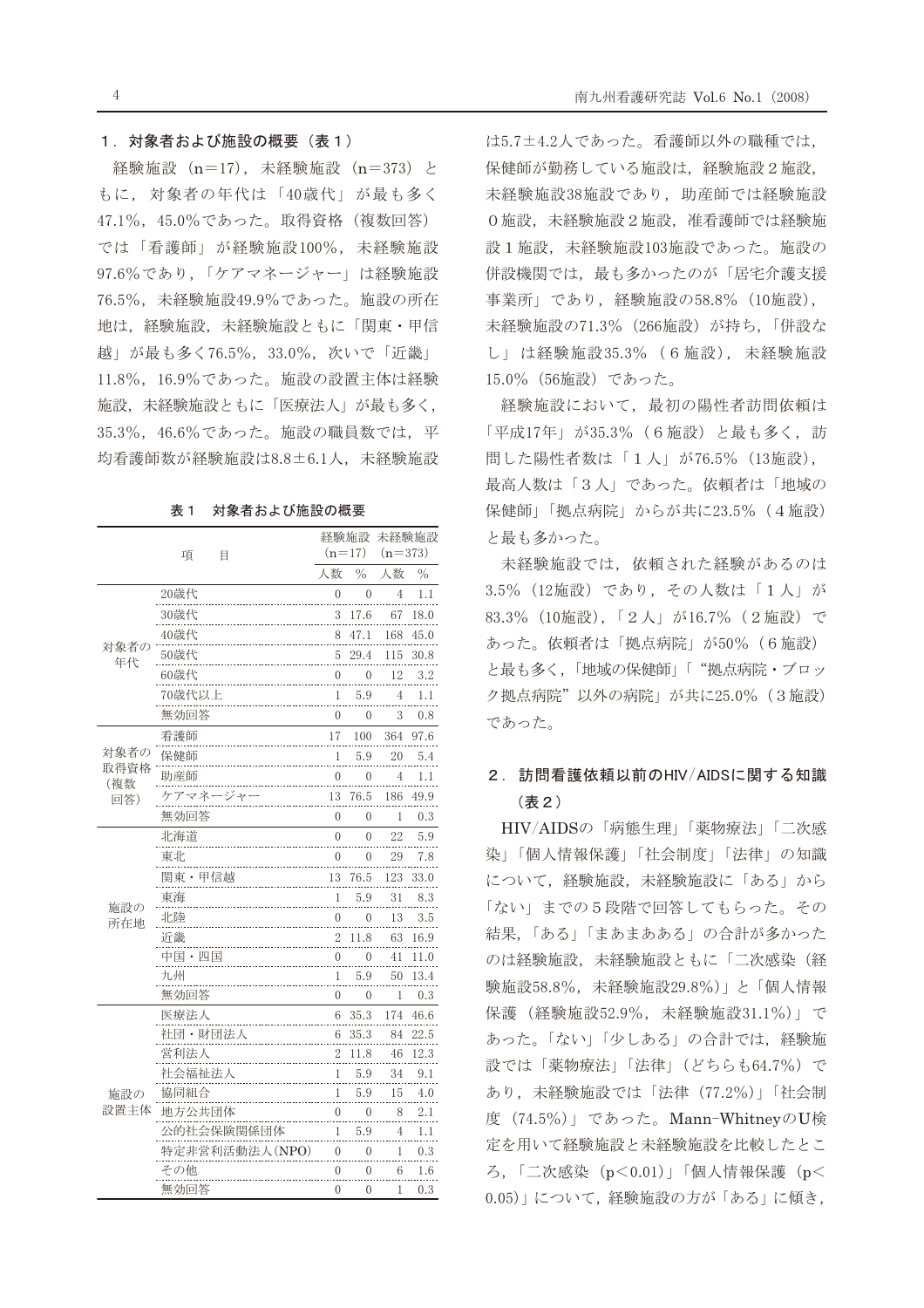### 1．対象者および施設の概要（表１）

経験施設（n＝17），未経験施設（n＝373）ともに，対象者の年代は「40歳代」が最も多く47.1%，45.0%であった。取得資格（複数回答）では「看護師」が経験施設100%，未経験施設97.6%であり，「ケアマネージャー」は経験施設76.5%，未経験施設49.9%であった。施設の所在地は，経験施設，未経験施設ともに「関東・甲信越」が最も多く76.5%，33.0%，次いで「近畿」11.8%，16.9%であった。施設の設置主体は経験施設，未経験施設ともに「医療法人」が最も多く，35.3%，46.6%であった。施設の職員数では，平均看護師数が経験施設は8.8±6.1人，未経験施設は5.7±4.2人であった。看護師以外の職種では，保健師が勤務している施設は，経験施設２施設，未経験施設38施設であり，助産師では経験施設０施設，未経験施設２施設，准看護師では経験施設１施設，未経験施設103施設であった。施設の併設機関では，最も多かったのが「居宅介護支援事業所」であり，経験施設の58.8%（10施設），未経験施設の71.3%（266施設）が持ち，「併設なし」は経験施設35.3%（６施設），未経験施設15.0%（56施設）であった。

表１　対象者および施設の概要

| 項目 | | 経験施設（n＝17） | | 未経験施設（n＝373） | |
|---|---|---|---|---|---|
| | | 人数 | % | 人数 | % |
| 対象者の年代 | 20歳代 | 0 | 0 | 4 | 1.1 |
| | 30歳代 | 3 | 17.6 | 67 | 18.0 |
| | 40歳代 | 8 | 47.1 | 168 | 45.0 |
| | 50歳代 | 5 | 29.4 | 115 | 30.8 |
| | 60歳代 | 0 | 0 | 12 | 3.2 |
| | 70歳代以上 | 1 | 5.9 | 4 | 1.1 |
| | 無効回答 | 0 | 0 | 3 | 0.8 |
| 対象者の取得資格（複数回答） | 看護師 | 17 | 100 | 364 | 97.6 |
| | 保健師 | 1 | 5.9 | 20 | 5.4 |
| | 助産師 | 0 | 0 | 4 | 1.1 |
| | ケアマネージャー | 13 | 76.5 | 186 | 49.9 |
| | 無効回答 | 0 | 0 | 1 | 0.3 |
| 施設の所在地 | 北海道 | 0 | 0 | 22 | 5.9 |
| | 東北 | 0 | 0 | 29 | 7.8 |
| | 関東・甲信越 | 13 | 76.5 | 123 | 33.0 |
| | 東海 | 1 | 5.9 | 31 | 8.3 |
| | 北陸 | 0 | 0 | 13 | 3.5 |
| | 近畿 | 2 | 11.8 | 63 | 16.9 |
| | 中国・四国 | 0 | 0 | 41 | 11.0 |
| | 九州 | 1 | 5.9 | 50 | 13.4 |
| | 無効回答 | 0 | 0 | 1 | 0.3 |
| 施設の設置主体 | 医療法人 | 6 | 35.3 | 174 | 46.6 |
| | 社団・財団法人 | 6 | 35.3 | 84 | 22.5 |
| | 営利法人 | 2 | 11.8 | 46 | 12.3 |
| | 社会福祉法人 | 1 | 5.9 | 34 | 9.1 |
| | 協同組合 | 1 | 5.9 | 15 | 4.0 |
| | 地方公共団体 | 0 | 0 | 8 | 2.1 |
| | 公的社会保険関係団体 | 1 | 5.9 | 4 | 1.1 |
| | 特定非営利活動法人（NPO） | 0 | 0 | 1 | 0.3 |
| | その他 | 0 | 0 | 6 | 1.6 |
| | 無効回答 | 0 | 0 | 1 | 0.3 |

経験施設において，最初の陽性者訪問依頼は「平成17年」が35.3%（６施設）と最も多く，訪問した陽性者数は「１人」が76.5%（13施設），最高人数は「３人」であった。依頼者は「地域の保健師」「拠点病院」からが共に23.5%（４施設）と最も多かった。

未経験施設では，依頼された経験があるのは3.5%（12施設）であり，その人数は「１人」が83.3%（10施設），「２人」が16.7%（２施設）であった。依頼者は「拠点病院」が50%（６施設）と最も多く，「地域の保健師」「“拠点病院・ブロック拠点病院”以外の病院」が共に25.0%（３施設）であった。

### 2．訪問看護依頼以前のHIV/AIDSに関する知識（表２）

HIV/AIDSの「病態生理」「薬物療法」「二次感染」「個人情報保護」「社会制度」「法律」の知識について，経験施設，未経験施設に「ある」から「ない」までの５段階で回答してもらった。その結果，「ある」「まあまあある」の合計が多かったのは経験施設，未経験施設ともに「二次感染（経験施設58.8%，未経験施設29.8%）」と「個人情報保護（経験施設52.9%，未経験施設31.1%）」であった。「ない」「少しある」の合計では，経験施設では「薬物療法」「法律」（どちらも64.7%）であり，未経験施設では「法律（77.2%）」「社会制度（74.5%）」であった。Mann-WhitneyのU検定を用いて経験施設と未経験施設を比較したところ，「二次感染（$p<0.01$）」「個人情報保護（$p<0.05$）」について，経験施設の方が「ある」に傾き，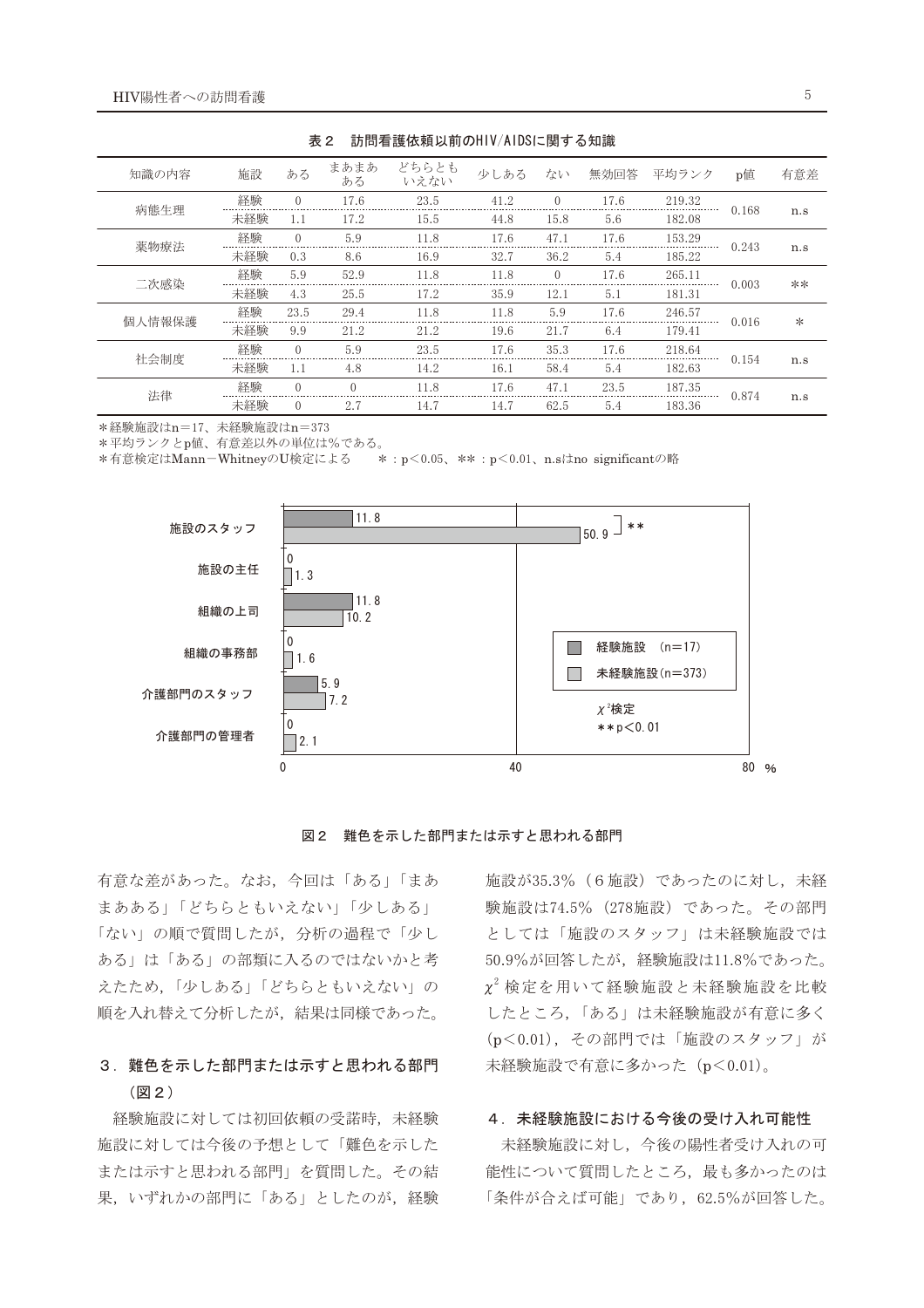**表2　訪問看護依頼以前のHIV/AIDSに関する知識**

| 知識の内容 | 施設 | ある | まあまあある | どちらともいえない | 少しある | ない | 無効回答 | 平均ランク | p値 | 有意差 |
|---|---|---|---|---|---|---|---|---|---|---|
| 病態生理 | 経験 | 0 | 17.6 | 23.5 | 41.2 | 0 | 17.6 | 219.32 | 0.168 | n.s |
| | 未経験 | 1.1 | 17.2 | 15.5 | 44.8 | 15.8 | 5.6 | 182.08 | | |
| 薬物療法 | 経験 | 0 | 5.9 | 11.8 | 17.6 | 47.1 | 17.6 | 153.29 | 0.243 | n.s |
| | 未経験 | 0.3 | 8.6 | 16.9 | 32.7 | 36.2 | 5.4 | 185.22 | | |
| 二次感染 | 経験 | 5.9 | 52.9 | 11.8 | 11.8 | 0 | 17.6 | 265.11 | 0.003 | ** |
| | 未経験 | 4.3 | 25.5 | 17.2 | 35.9 | 12.1 | 5.1 | 181.31 | | |
| 個人情報保護 | 経験 | 23.5 | 29.4 | 11.8 | 11.8 | 5.9 | 17.6 | 246.57 | 0.016 | * |
| | 未経験 | 9.9 | 21.2 | 21.2 | 19.6 | 21.7 | 6.4 | 179.41 | | |
| 社会制度 | 経験 | 0 | 5.9 | 23.5 | 17.6 | 35.3 | 17.6 | 218.64 | 0.154 | n.s |
| | 未経験 | 1.1 | 4.8 | 14.2 | 16.1 | 58.4 | 5.4 | 182.63 | | |
| 法律 | 経験 | 0 | 0 | 11.8 | 17.6 | 47.1 | 23.5 | 187.35 | 0.874 | n.s |
| | 未経験 | 0 | 2.7 | 14.7 | 14.7 | 62.5 | 5.4 | 183.36 | | |

＊経験施設はn＝17、未経験施設はn＝373
＊平均ランクとp値、有意差以外の単位は%である。
＊有意検定はMann－WhitneyのU検定による　　＊：p＜0.05、＊＊：p＜0.01、n.sはno significantの略

**図2　難色を示した部門または示すと思われる部門**

有意な差があった。なお，今回は「ある」「まあまあある」「どちらともいえない」「少しある」「ない」の順で質問したが，分析の過程で「少しある」は「ある」の部類に入るのではないかと考えたため，「少しある」「どちらともいえない」の順を入れ替えて分析したが，結果は同様であった。

### 3．難色を示した部門または示すと思われる部門（図2）

経験施設に対しては初回依頼の受諾時，未経験施設に対しては今後の予想として「難色を示したまたは示すと思われる部門」を質問した。その結果，いずれかの部門に「ある」としたのが，経験施設が35.3%（6施設）であったのに対し，未経験施設は74.5%（278施設）であった。その部門としては「施設のスタッフ」は未経験施設では50.9%が回答したが，経験施設は11.8%であった。$\chi^2$ 検定を用いて経験施設と未経験施設を比較したところ，「ある」は未経験施設が有意に多く（p＜0.01），その部門では「施設のスタッフ」が未経験施設で有意に多かった（p＜0.01）。

### 4．未経験施設における今後の受け入れ可能性

未経験施設に対し，今後の陽性者受け入れの可能性について質問したところ，最も多かったのは「条件が合えば可能」であり，62.5%が回答した。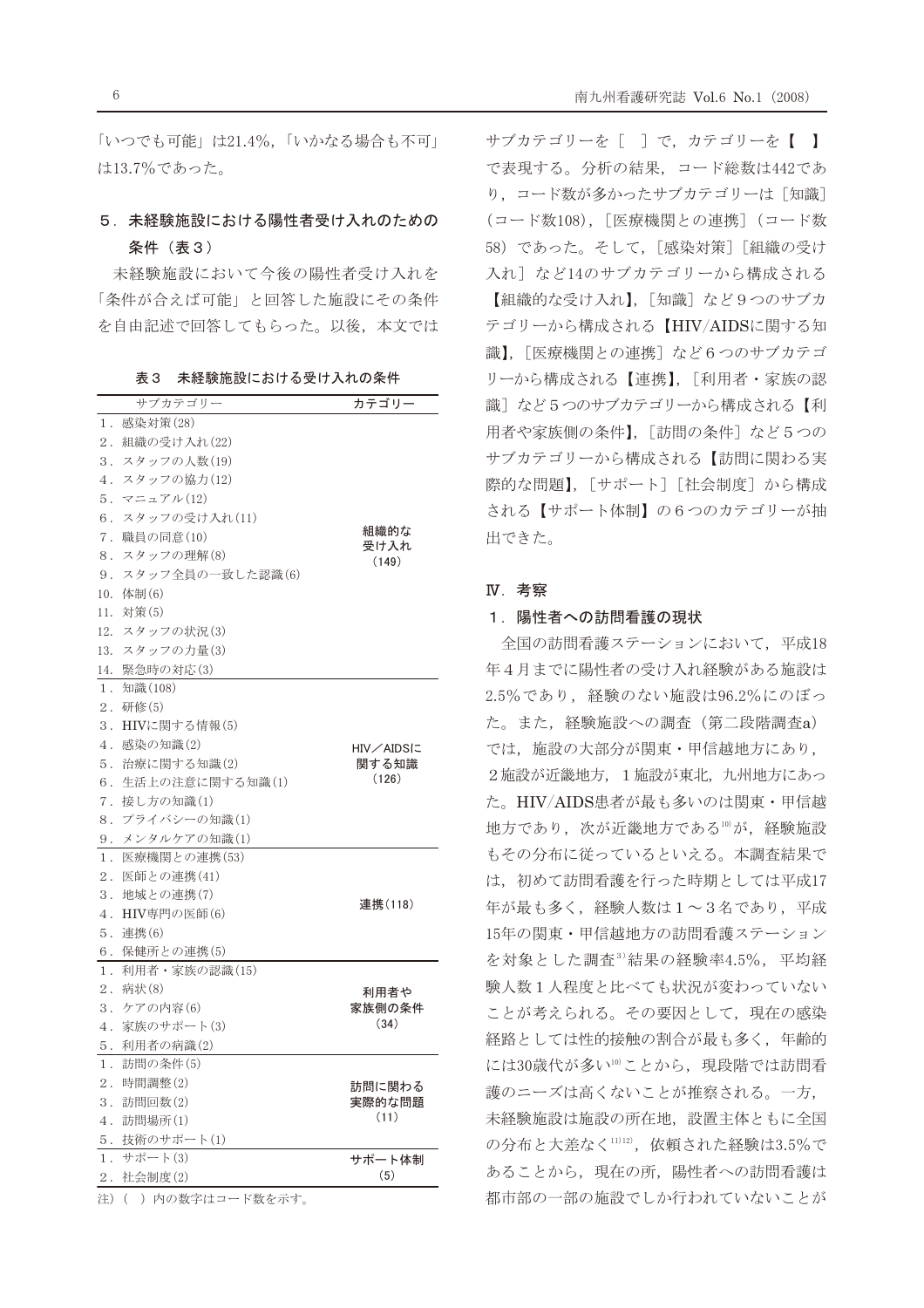「いつでも可能」は21.4%，「いかなる場合も不可」は13.7%であった。

### 5．未経験施設における陽性者受け入れのための条件（表３）

未経験施設において今後の陽性者受け入れを「条件が合えば可能」と回答した施設にその条件を自由記述で回答してもらった。以後，本文ではサブカテゴリーを［　］で，カテゴリーを【　】で表現する。分析の結果，コード総数は442であり，コード数が多かったサブカテゴリーは［知識］（コード数108），［医療機関との連携］（コード数58）であった。そして，［感染対策］［組織の受け入れ］など14のサブカテゴリーから構成される【組織的な受け入れ】，［知識］など９つのサブカテゴリーから構成される【HIV/AIDSに関する知識】，［医療機関との連携］など６つのサブカテゴリーから構成される【連携】，［利用者・家族の認識］など５つのサブカテゴリーから構成される【利用者や家族側の条件】，［訪問の条件］など５つのサブカテゴリーから構成される【訪問に関わる実際的な問題】，［サポート］［社会制度］から構成される【サポート体制】の６つのカテゴリーが抽出できた。

表３　未経験施設における受け入れの条件

| サブカテゴリー | カテゴリー |
|---|---|
| 1．感染対策(28) | 組織的な受け入れ（149） |
| 2．組織の受け入れ(22) | |
| 3．スタッフの人数(19) | |
| 4．スタッフの協力(12) | |
| 5．マニュアル(12) | |
| 6．スタッフの受け入れ(11) | |
| 7．職員の同意(10) | |
| 8．スタッフの理解(8) | |
| 9．スタッフ全員の一致した認識(6) | |
| 10．体制(6) | |
| 11．対策(5) | |
| 12．スタッフの状況(3) | |
| 13．スタッフの力量(3) | |
| 14．緊急時の対応(3) | |
| 1．知識(108) | HIV／AIDSに関する知識（126） |
| 2．研修(5) | |
| 3．HIVに関する情報(5) | |
| 4．感染の知識(2) | |
| 5．治療に関する知識(2) | |
| 6．生活上の注意に関する知識(1) | |
| 7．接し方の知識(1) | |
| 8．プライバシーの知識(1) | |
| 9．メンタルケアの知識(1) | |
| 1．医療機関との連携(53) | 連携（118） |
| 2．医師との連携(41) | |
| 3．地域との連携(7) | |
| 4．HIV専門の医師(6) | |
| 5．連携(6) | |
| 6．保健所との連携(5) | |
| 1．利用者・家族の認識(15) | 利用者や家族側の条件（34） |
| 2．病状(8) | |
| 3．ケアの内容(6) | |
| 4．家族のサポート(3) | |
| 5．利用者の病識(2) | |
| 1．訪問の条件(5) | 訪問に関わる実際的な問題（11） |
| 2．時間調整(2) | |
| 3．訪問回数(2) | |
| 4．訪問場所(1) | |
| 5．技術のサポート(1) | |
| 1．サポート(3) | サポート体制（5） |
| 2．社会制度(2) | |

注）（　）内の数字はコード数を示す。

## Ⅳ．考察

### 1．陽性者への訪問看護の現状

全国の訪問看護ステーションにおいて，平成18年４月までに陽性者の受け入れ経験がある施設は2.5%であり，経験のない施設は96.2%にのぼった。また，経験施設への調査（第二段階調査a）では，施設の大部分が関東・甲信越地方にあり，２施設が近畿地方，１施設が東北，九州地方にあった。HIV/AIDS患者が最も多いのは関東・甲信越地方であり，次が近畿地方である[10]が，経験施設もその分布に従っているといえる。本調査結果では，初めて訪問看護を行った時期としては平成17年が最も多く，経験人数は１～３名であり，平成15年の関東・甲信越地方の訪問看護ステーションを対象とした調査[3]結果の経験率4.5%，平均経験人数１人程度と比べても状況が変わっていないことが考えられる。その要因として，現在の感染経路としては性的接触の割合が最も多く，年齢的には30歳代が多い[10]ことから，現段階では訪問看護のニーズは高くないことが推察される。一方，未経験施設は施設の所在地，設置主体ともに全国の分布と大差なく[11,12]，依頼された経験は3.5%であることから，現在の所，陽性者への訪問看護は都市部の一部の施設でしか行われていないことが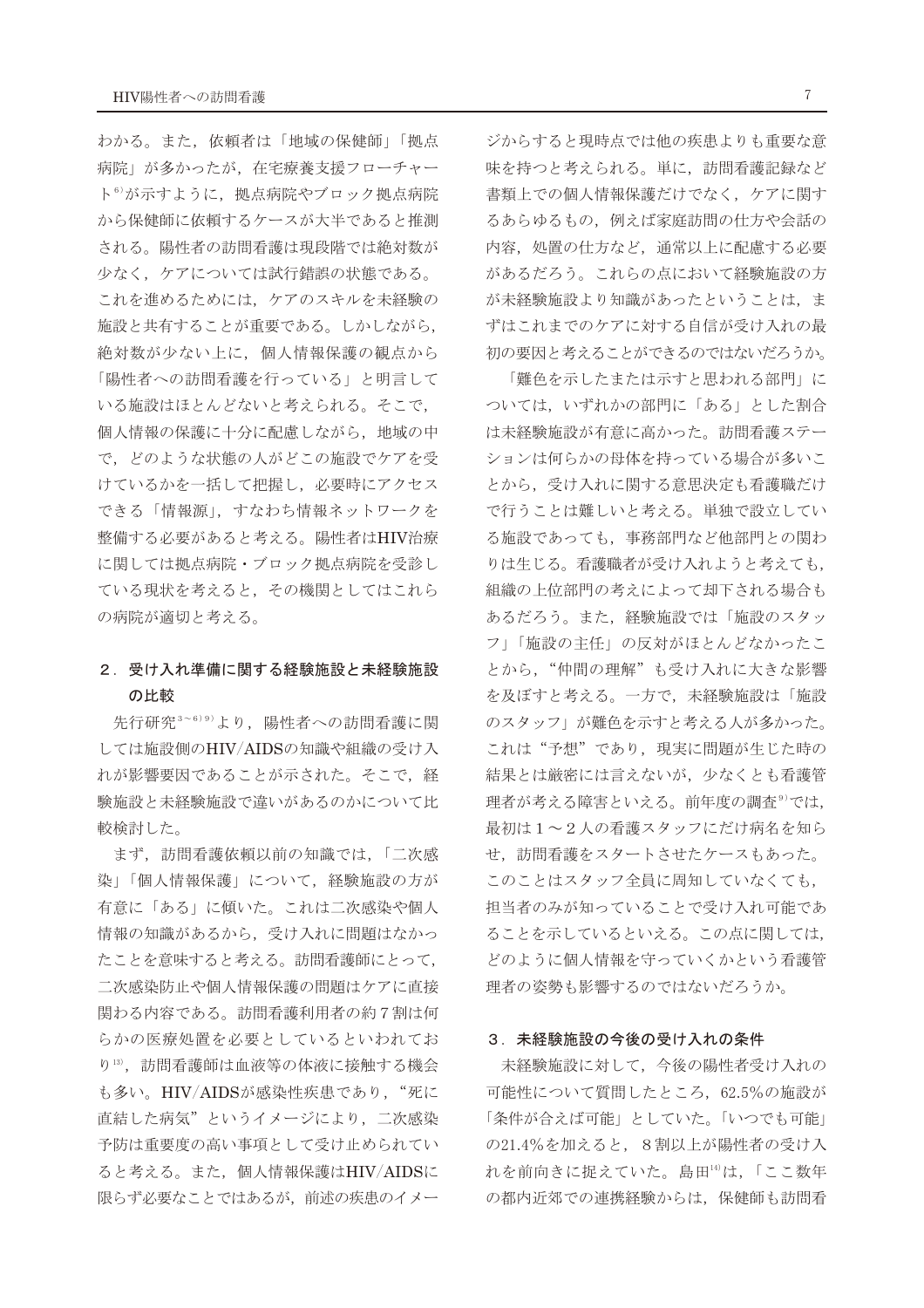わかる。また，依頼者は「地域の保健師」「拠点病院」が多かったが，在宅療養支援フローチャート[6]が示すように，拠点病院やブロック拠点病院から保健師に依頼するケースが大半であると推測される。陽性者の訪問看護は現段階では絶対数が少なく，ケアについては試行錯誤の状態である。これを進めるためには，ケアのスキルを未経験の施設と共有することが重要である。しかしながら，絶対数が少ない上に，個人情報保護の観点から「陽性者への訪問看護を行っている」と明言している施設はほとんどないと考えられる。そこで，個人情報の保護に十分に配慮しながら，地域の中で，どのような状態の人がどこの施設でケアを受けているかを一括して把握し，必要時にアクセスできる「情報源」，すなわち情報ネットワークを整備する必要があると考える。陽性者はHIV治療に関しては拠点病院・ブロック拠点病院を受診している現状を考えると，その機関としてはこれらの病院が適切と考える。

## 2．受け入れ準備に関する経験施設と未経験施設の比較

先行研究[3～6)9)]より，陽性者への訪問看護に関しては施設側のHIV/AIDSの知識や組織の受け入れが影響要因であることが示された。そこで，経験施設と未経験施設で違いがあるのかについて比較検討した。

まず，訪問看護依頼以前の知識では，「二次感染」「個人情報保護」について，経験施設の方が有意に「ある」に傾いた。これは二次感染や個人情報の知識があるから，受け入れに問題はなかったことを意味すると考える。訪問看護師にとって，二次感染防止や個人情報保護の問題はケアに直接関わる内容である。訪問看護利用者の約７割は何らかの医療処置を必要としているといわれており[13]，訪問看護師は血液等の体液に接触する機会も多い。HIV/AIDSが感染性疾患であり，“死に直結した病気”というイメージにより，二次感染予防は重要度の高い事項として受け止められていると考える。また，個人情報保護はHIV/AIDSに限らず必要なことではあるが，前述の疾患のイメージからすると現時点では他の疾患よりも重要な意味を持つと考えられる。単に，訪問看護記録など書類上での個人情報保護だけでなく，ケアに関するあらゆるもの，例えば家庭訪問の仕方や会話の内容，処置の仕方など，通常以上に配慮する必要があるだろう。これらの点において経験施設の方が未経験施設より知識があったということは，まずはこれまでのケアに対する自信が受け入れの最初の要因と考えることができるのではないだろうか。

「難色を示したまたは示すと思われる部門」については，いずれかの部門に「ある」とした割合は未経験施設が有意に高かった。訪問看護ステーションは何らかの母体を持っている場合が多いことから，受け入れに関する意思決定も看護職だけで行うことは難しいと考える。単独で設立している施設であっても，事務部門など他部門との関わりは生じる。看護職者が受け入れようと考えても，組織の上位部門の考えによって却下される場合もあるだろう。また，経験施設では「施設のスタッフ」「施設の主任」の反対がほとんどなかったことから，“仲間の理解”も受け入れに大きな影響を及ぼすと考える。一方で，未経験施設は「施設のスタッフ」が難色を示すと考える人が多かった。これは“予想”であり，現実に問題が生じた時の結果とは厳密には言えないが，少なくとも看護管理者が考える障害といえる。前年度の調査[9]では，最初は１～２人の看護スタッフにだけ病名を知らせ，訪問看護をスタートさせたケースもあった。このことはスタッフ全員に周知していなくても，担当者のみが知っていることで受け入れ可能であることを示しているといえる。この点に関しては，どのように個人情報を守っていくかという看護管理者の姿勢も影響するのではないだろうか。

## 3．未経験施設の今後の受け入れの条件

未経験施設に対して，今後の陽性者受け入れの可能性について質問したところ，62.5%の施設が「条件が合えば可能」としていた。「いつでも可能」の21.4%を加えると，８割以上が陽性者の受け入れを前向きに捉えていた。島田[14]は，「ここ数年の都内近郊での連携経験からは，保健師も訪問看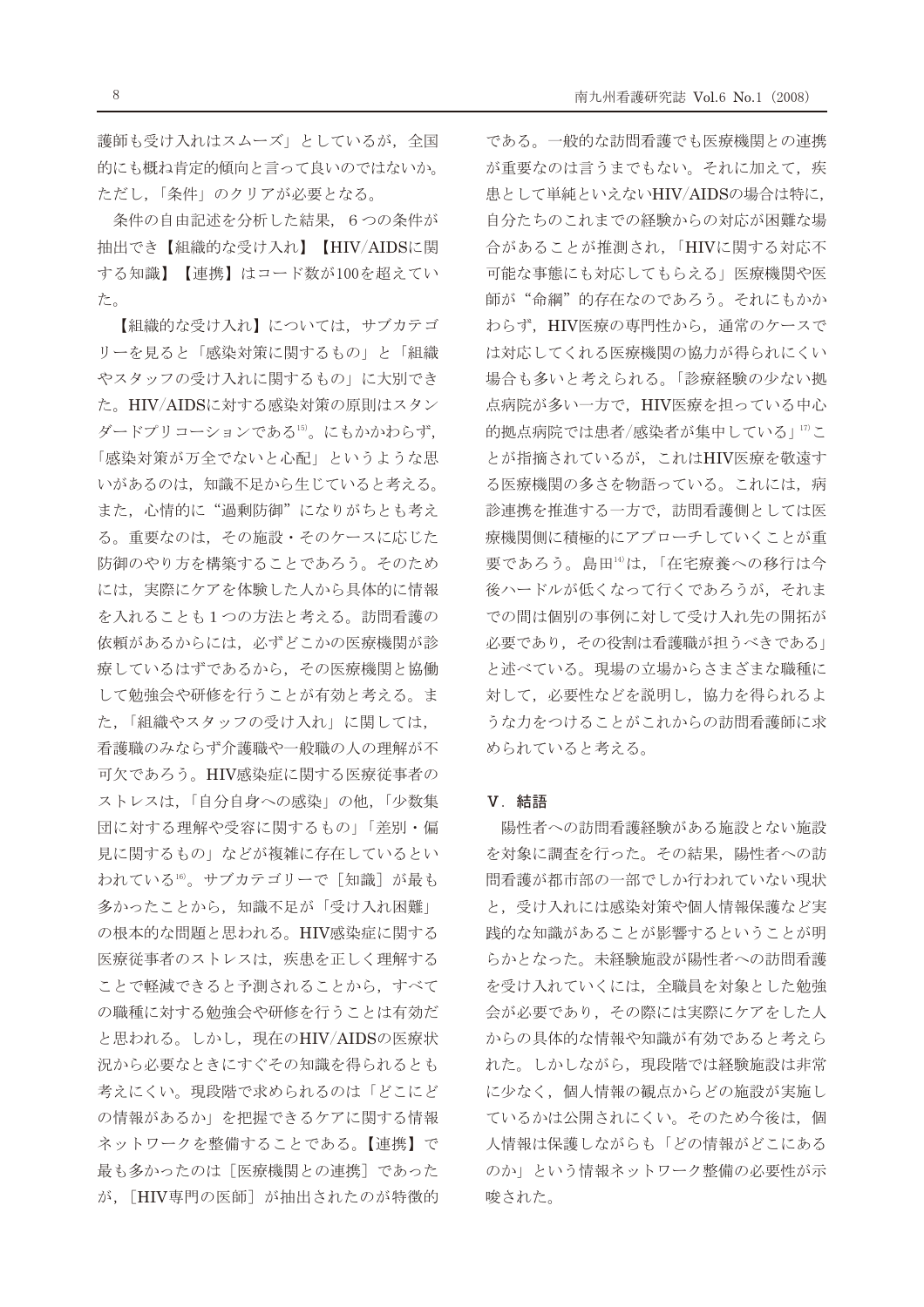護師も受け入れはスムーズ」としているが，全国的にも概ね肯定的傾向と言って良いのではないか。ただし，「条件」のクリアが必要となる。

条件の自由記述を分析した結果，６つの条件が抽出でき【組織的な受け入れ】【HIV/AIDSに関する知識】【連携】はコード数が100を超えていた。

【組織的な受け入れ】については，サブカテゴリーを見ると「感染対策に関するもの」と「組織やスタッフの受け入れに関するもの」に大別できた。HIV/AIDSに対する感染対策の原則はスタンダードプリコーションである[15]。にもかかわらず，「感染対策が万全でないと心配」というような思いがあるのは，知識不足から生じていると考える。また，心情的に“過剰防御”になりがちとも考える。重要なのは，その施設・そのケースに応じた防御のやり方を構築することであろう。そのためには，実際にケアを体験した人から具体的に情報を入れることも１つの方法と考える。訪問看護の依頼があるからには，必ずどこかの医療機関が診療しているはずであるから，その医療機関と協働して勉強会や研修を行うことが有効と考える。また，「組織やスタッフの受け入れ」に関しては，看護職のみならず介護職や一般職の人の理解が不可欠であろう。HIV感染症に関する医療従事者のストレスは，「自分自身への感染」の他，「少数集団に対する理解や受容に関するもの」「差別・偏見に関するもの」などが複雑に存在しているといわれている[16]。サブカテゴリーで［知識］が最も多かったことから，知識不足が「受け入れ困難」の根本的な問題と思われる。HIV感染症に関する医療従事者のストレスは，疾患を正しく理解することで軽減できると予測されることから，すべての職種に対する勉強会や研修を行うことは有効だと思われる。しかし，現在のHIV/AIDSの医療状況から必要なときにすぐその知識を得られるとも考えにくい。現段階で求められるのは「どこにどの情報があるか」を把握できるケアに関する情報ネットワークを整備することである。【連携】で最も多かったのは［医療機関との連携］であったが，［HIV専門の医師］が抽出されたのが特徴的である。一般的な訪問看護でも医療機関との連携が重要なのは言うまでもない。それに加えて，疾患として単純といえないHIV/AIDSの場合は特に，自分たちのこれまでの経験からの対応が困難な場合があることが推測され，「HIVに関する対応不可能な事態にも対応してもらえる」医療機関や医師が“命綱”的存在なのであろう。それにもかかわらず，HIV医療の専門性から，通常のケースでは対応してくれる医療機関の協力が得られにくい場合も多いと考えられる。「診療経験の少ない拠点病院が多い一方で，HIV医療を担っている中心的拠点病院では患者/感染者が集中している」[17]ことが指摘されているが，これはHIV医療を敬遠する医療機関の多さを物語っている。これには，病診連携を推進する一方で，訪問看護側としては医療機関側に積極的にアプローチしていくことが重要であろう。島田[14]は，「在宅療養への移行は今後ハードルが低くなって行くであろうが，それまでの間は個別の事例に対して受け入れ先の開拓が必要であり，その役割は看護職が担うべきである」と述べている。現場の立場からさまざまな職種に対して，必要性などを説明し，協力を得られるような力をつけることがこれからの訪問看護師に求められていると考える。

## Ⅴ．結語

陽性者への訪問看護経験がある施設とない施設を対象に調査を行った。その結果，陽性者への訪問看護が都市部の一部でしか行われていない現状と，受け入れには感染対策や個人情報保護など実践的な知識があることが影響するということが明らかとなった。未経験施設が陽性者への訪問看護を受け入れていくには，全職員を対象とした勉強会が必要であり，その際には実際にケアをした人からの具体的な情報や知識が有効であると考えられた。しかしながら，現段階では経験施設は非常に少なく，個人情報の観点からどの施設が実施しているかは公開されにくい。そのため今後は，個人情報は保護しながらも「どの情報がどこにあるのか」という情報ネットワーク整備の必要性が示唆された。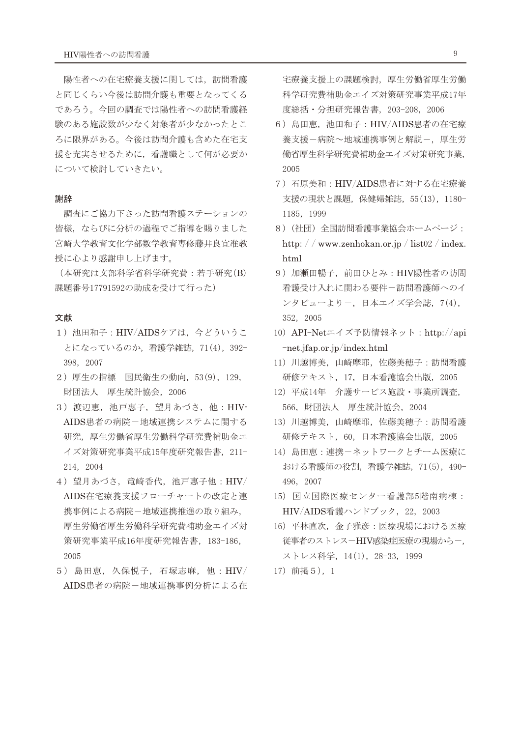陽性者への在宅療養支援に関しては，訪問看護と同じくらい今後は訪問介護も重要となってくるであろう。今回の調査では陽性者への訪問看護経験のある施設数が少なく対象者が少なかったところに限界がある。今後は訪問介護も含めた在宅支援を充実させるために，看護職として何が必要かについて検討していきたい。

## 謝辞

調査にご協力下さった訪問看護ステーションの皆様，ならびに分析の過程でご指導を賜りました宮崎大学教育文化学部数学教育専修藤井良宜准教授に心より感謝申し上げます。

（本研究は文部科学省科学研究費：若手研究(B)課題番号17791592の助成を受けて行った）

## 文献

1）池田和子：HIV/AIDSケアは，今どういうことになっているのか，看護学雑誌，71(4)，392-398，2007

2）厚生の指標　国民衛生の動向，53(9)，129，財団法人　厚生統計協会，2006

3）渡辺恵，池戸惠子，望月あづさ，他：HIV-AIDS患者の病院－地域連携システムに関する研究，厚生労働省厚生労働科学研究費補助金エイズ対策研究事業平成15年度研究報告書，211-214，2004

4）望月あづさ，竜崎香代，池戸惠子他：HIV/AIDS在宅療養支援フローチャートの改定と連携事例による病院－地域連携推進の取り組み，厚生労働省厚生労働科学研究費補助金エイズ対策研究事業平成16年度研究報告書，183-186，2005

5）島田恵，久保悦子，石塚志麻，他：HIV/AIDS患者の病院－地域連携事例分析による在宅療養支援上の課題検討，厚生労働省厚生労働科学研究費補助金エイズ対策研究事業平成17年度総括・分担研究報告書，203-208，2006

6）島田恵，池田和子：HIV/AIDS患者の在宅療養支援－病院～地域連携事例と解説－，厚生労働省厚生科学研究費補助金エイズ対策研究事業，2005

7）石原美和：HIV/AIDS患者に対する在宅療養支援の現状と課題，保健婦雑誌，55(13)，1180-1185，1999

8）（社団）全国訪問看護事業協会ホームページ：http://www.zenhokan.or.jp/list02/index.html

9）加瀬田暢子，前田ひとみ：HIV陽性者の訪問看護受け入れに関わる要件－訪問看護師へのインタビューより－，日本エイズ学会誌，7(4)，352，2005

10）API-Netエイズ予防情報ネット：http://api-net.jfap.or.jp/index.html

11）川越博美，山崎摩耶，佐藤美穂子：訪問看護研修テキスト，17，日本看護協会出版，2005

12）平成14年　介護サービス施設・事業所調査，566，財団法人　厚生統計協会，2004

13）川越博美，山崎摩耶，佐藤美穂子：訪問看護研修テキスト，60，日本看護協会出版，2005

14）島田恵：連携－ネットワークとチーム医療における看護師の役割，看護学雑誌，71(5)，490-496，2007

15）国立国際医療センター看護部5階南病棟：HIV/AIDS看護ハンドブック，22，2003

16）平林直次，金子雅彦：医療現場における医療従事者のストレス－HIV感染症医療の現場から－，ストレス科学，14(1)，28-33，1999

17）前掲5），1